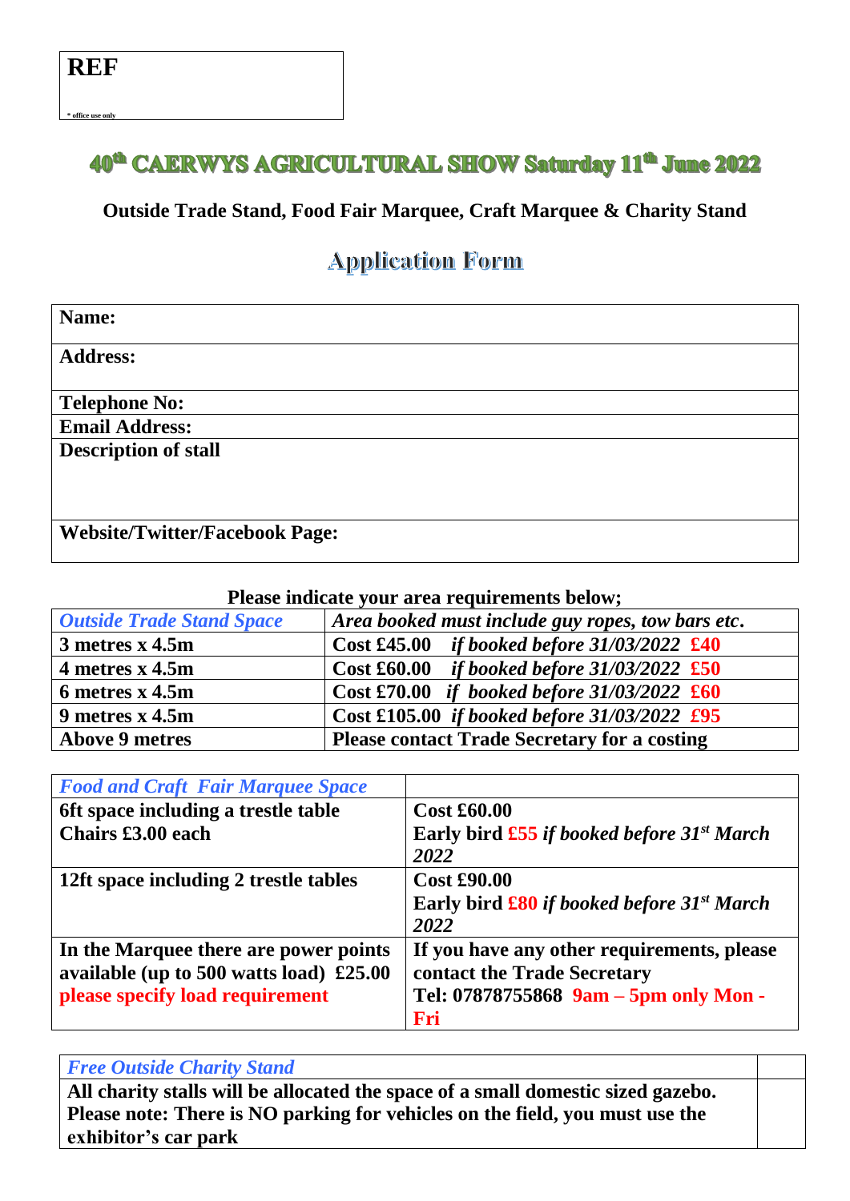| **REF** |
|---|
| * office use only |

# 40th CAERWYS AGRICULTURAL SHOW Saturday 11th June 2022

## Outside Trade Stand, Food Fair Marquee, Craft Marquee & Charity Stand

## Application Form

| **Name:** |
|---|
| **Address:** |
| **Telephone No:** |
| **Email Address:** |
| **Description of stall** |
| **Website/Twitter/Facebook Page:** |

**Please indicate your area requirements below;**

| *Outside Trade Stand Space* | *Area booked must include guy ropes, tow bars etc.* |
|---|---|
| **3 metres x 4.5m** | **Cost £45.00** *if booked before 31/03/2022* **£40** |
| **4 metres x 4.5m** | **Cost £60.00** *if booked before 31/03/2022* **£50** |
| **6 metres x 4.5m** | **Cost £70.00** *if booked before 31/03/2022* **£60** |
| **9 metres x 4.5m** | **Cost £105.00** *if booked before 31/03/2022* **£95** |
| **Above 9 metres** | **Please contact Trade Secretary for a costing** |

| *Food and Craft Fair Marquee Space* | |
|---|---|
| **6ft space including a trestle table**<br>**Chairs £3.00 each** | **Cost £60.00**<br>**Early bird £55** *if booked before 31st March 2022* |
| **12ft space including 2 trestle tables** | **Cost £90.00**<br>**Early bird £80** *if booked before 31st March 2022* |
| **In the Marquee there are power points available (up to 500 watts load) £25.00**<br>**please specify load requirement** | **If you have any other requirements, please contact the Trade Secretary**<br>**Tel: 07878755868 9am – 5pm only Mon - Fri** |

| *Free Outside Charity Stand* | |
|---|---|
| **All charity stalls will be allocated the space of a small domestic sized gazebo. Please note: There is NO parking for vehicles on the field, you must use the exhibitor's car park** | |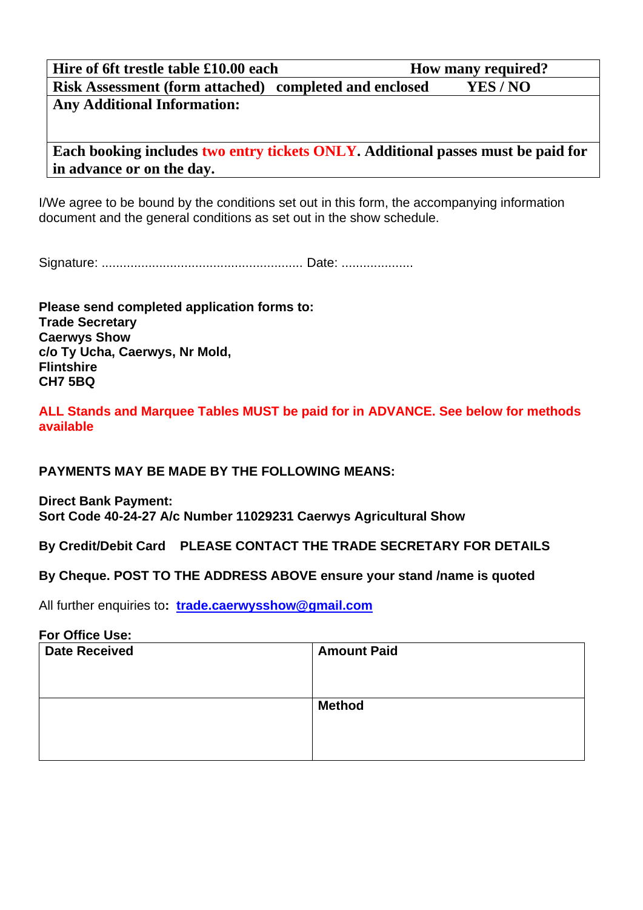| **Hire of 6ft trestle table £10.00 each** | **How many required?** |
|---|---|
| **Risk Assessment (form attached) completed and enclosed** | **YES / NO** |
| **Any Additional Information:** | |
| **Each booking includes two entry tickets ONLY. Additional passes must be paid for in advance or on the day.** | |

I/We agree to be bound by the conditions set out in this form, the accompanying information document and the general conditions as set out in the show schedule.

Signature: ........................................................ Date: ....................

**Please send completed application forms to:**
**Trade Secretary**
**Caerwys Show**
**c/o Ty Ucha, Caerwys, Nr Mold,**
**Flintshire**
**CH7 5BQ**

**ALL Stands and Marquee Tables MUST be paid for in ADVANCE. See below for methods available**

**PAYMENTS MAY BE MADE BY THE FOLLOWING MEANS:**

**Direct Bank Payment:**
**Sort Code 40-24-27 A/c Number 11029231 Caerwys Agricultural Show**

**By Credit/Debit Card PLEASE CONTACT THE TRADE SECRETARY FOR DETAILS**

**By Cheque. POST TO THE ADDRESS ABOVE ensure your stand /name is quoted**

All further enquiries to**:** **trade.caerwysshow@gmail.com**

**For Office Use:**

| **Date Received** | **Amount Paid** |
|---|---|
| | **Method** |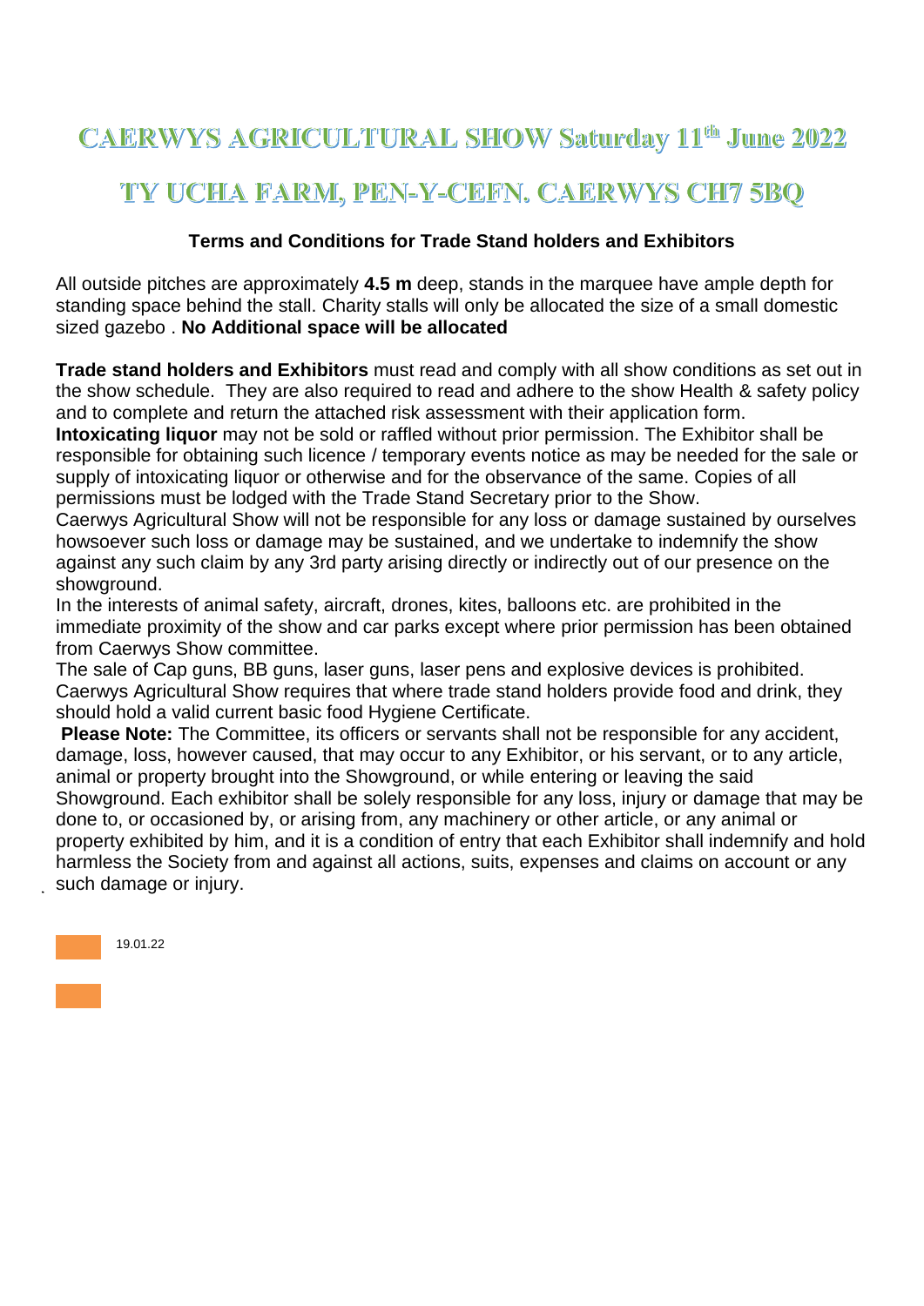# CAERWYS AGRICULTURAL SHOW Saturday 11th June 2022

# TY UCHA FARM, PEN-Y-CEFN. CAERWYS CH7 5BQ

### Terms and Conditions for Trade Stand holders and Exhibitors

All outside pitches are approximately **4.5 m** deep, stands in the marquee have ample depth for standing space behind the stall. Charity stalls will only be allocated the size of a small domestic sized gazebo . **No Additional space will be allocated**

**Trade stand holders and Exhibitors** must read and comply with all show conditions as set out in the show schedule. They are also required to read and adhere to the show Health & safety policy and to complete and return the attached risk assessment with their application form.

**Intoxicating liquor** may not be sold or raffled without prior permission. The Exhibitor shall be responsible for obtaining such licence / temporary events notice as may be needed for the sale or supply of intoxicating liquor or otherwise and for the observance of the same. Copies of all permissions must be lodged with the Trade Stand Secretary prior to the Show.

Caerwys Agricultural Show will not be responsible for any loss or damage sustained by ourselves howsoever such loss or damage may be sustained, and we undertake to indemnify the show against any such claim by any 3rd party arising directly or indirectly out of our presence on the showground.

In the interests of animal safety, aircraft, drones, kites, balloons etc. are prohibited in the immediate proximity of the show and car parks except where prior permission has been obtained from Caerwys Show committee.

The sale of Cap guns, BB guns, laser guns, laser pens and explosive devices is prohibited.

Caerwys Agricultural Show requires that where trade stand holders provide food and drink, they should hold a valid current basic food Hygiene Certificate.

**Please Note:** The Committee, its officers or servants shall not be responsible for any accident, damage, loss, however caused, that may occur to any Exhibitor, or his servant, or to any article, animal or property brought into the Showground, or while entering or leaving the said Showground. Each exhibitor shall be solely responsible for any loss, injury or damage that may be done to, or occasioned by, or arising from, any machinery or other article, or any animal or property exhibited by him, and it is a condition of entry that each Exhibitor shall indemnify and hold harmless the Society from and against all actions, suits, expenses and claims on account or any such damage or injury.

19.01.22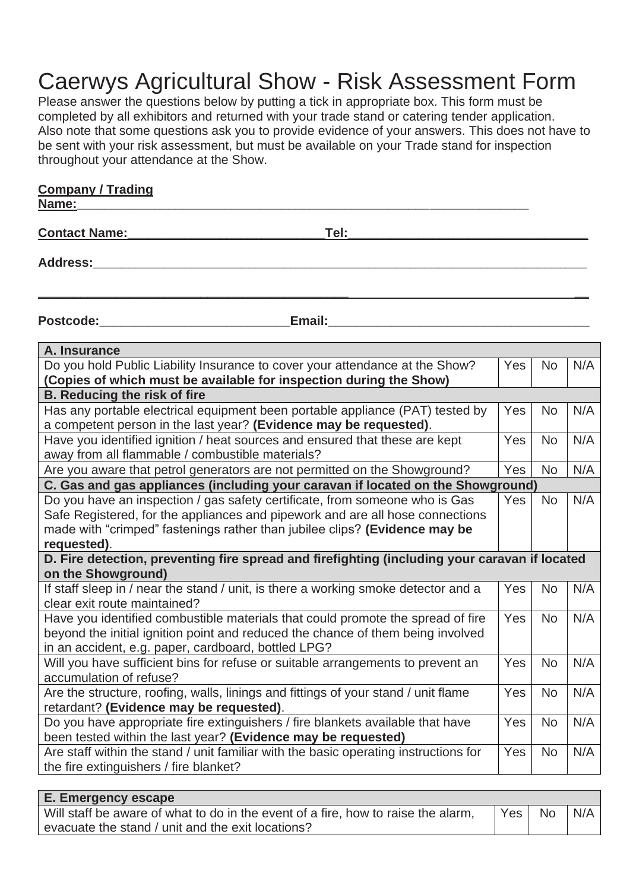# Caerwys Agricultural Show - Risk Assessment Form

Please answer the questions below by putting a tick in appropriate box. This form must be completed by all exhibitors and returned with your trade stand or catering tender application. Also note that some questions ask you to provide evidence of your answers. This does not have to be sent with your risk assessment, but must be available on your Trade stand for inspection throughout your attendance at the Show.

**Company / Trading Name:**_______________________________________________________________

**Contact Name:**___________________________**Tel:**_________________________________

**Address:**__________________________________________________________________________

_____________________________________________________________________________________

**Postcode:**___________________________**Email:**_____________________________________

| **A. Insurance** | | | |
|---|---|---|---|
| Do you hold Public Liability Insurance to cover your attendance at the Show? **(Copies of which must be available for inspection during the Show)** | Yes | No | N/A |
| **B. Reducing the risk of fire** | | | |
| Has any portable electrical equipment been portable appliance (PAT) tested by a competent person in the last year? **(Evidence may be requested)**. | Yes | No | N/A |
| Have you identified ignition / heat sources and ensured that these are kept away from all flammable / combustible materials? | Yes | No | N/A |
| Are you aware that petrol generators are not permitted on the Showground? | Yes | No | N/A |
| **C. Gas and gas appliances (including your caravan if located on the Showground)** | | | |
| Do you have an inspection / gas safety certificate, from someone who is Gas Safe Registered, for the appliances and pipework and are all hose connections made with "crimped" fastenings rather than jubilee clips? **(Evidence may be requested)**. | Yes | No | N/A |
| **D. Fire detection, preventing fire spread and firefighting (including your caravan if located on the Showground)** | | | |
| If staff sleep in / near the stand / unit, is there a working smoke detector and a clear exit route maintained? | Yes | No | N/A |
| Have you identified combustible materials that could promote the spread of fire beyond the initial ignition point and reduced the chance of them being involved in an accident, e.g. paper, cardboard, bottled LPG? | Yes | No | N/A |
| Will you have sufficient bins for refuse or suitable arrangements to prevent an accumulation of refuse? | Yes | No | N/A |
| Are the structure, roofing, walls, linings and fittings of your stand / unit flame retardant? **(Evidence may be requested)**. | Yes | No | N/A |
| Do you have appropriate fire extinguishers / fire blankets available that have been tested within the last year? **(Evidence may be requested)** | Yes | No | N/A |
| Are staff within the stand / unit familiar with the basic operating instructions for the fire extinguishers / fire blanket? | Yes | No | N/A |

| **E. Emergency escape** | | | |
|---|---|---|---|
| Will staff be aware of what to do in the event of a fire, how to raise the alarm, evacuate the stand / unit and the exit locations? | Yes | No | N/A |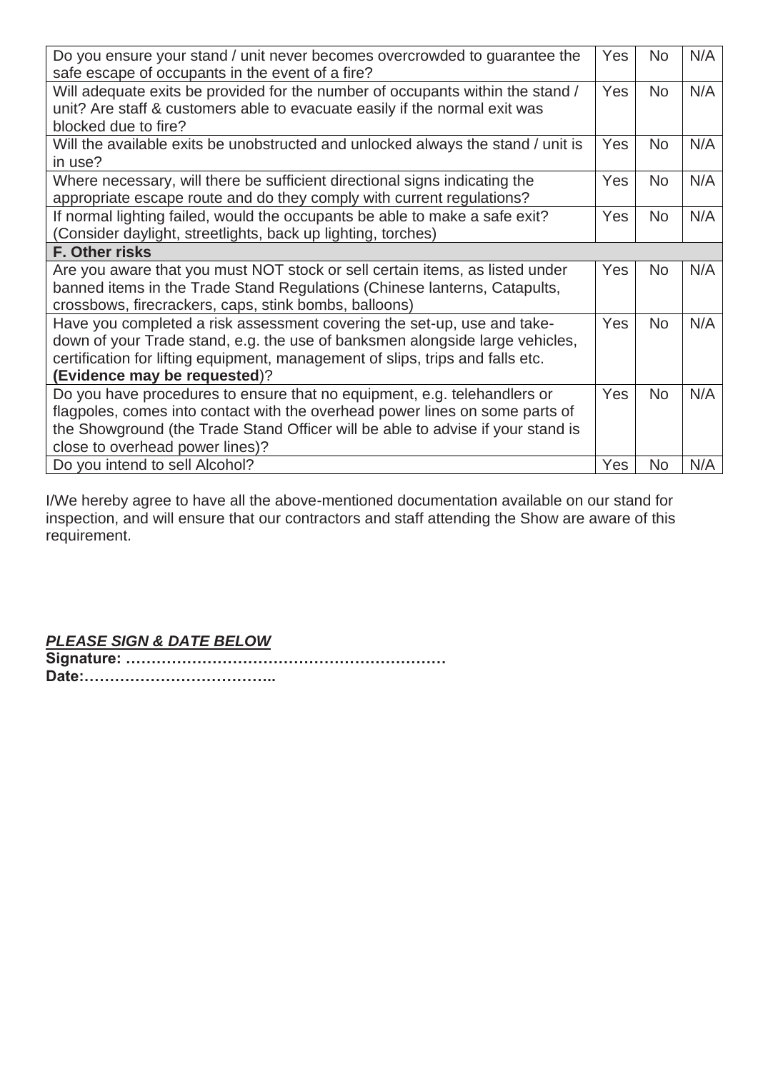| | | | |
|---|---|---|---|
| Do you ensure your stand / unit never becomes overcrowded to guarantee the safe escape of occupants in the event of a fire? | Yes | No | N/A |
| Will adequate exits be provided for the number of occupants within the stand / unit? Are staff & customers able to evacuate easily if the normal exit was blocked due to fire? | Yes | No | N/A |
| Will the available exits be unobstructed and unlocked always the stand / unit is in use? | Yes | No | N/A |
| Where necessary, will there be sufficient directional signs indicating the appropriate escape route and do they comply with current regulations? | Yes | No | N/A |
| If normal lighting failed, would the occupants be able to make a safe exit? (Consider daylight, streetlights, back up lighting, torches) | Yes | No | N/A |
| **F. Other risks** | | | |
| Are you aware that you must NOT stock or sell certain items, as listed under banned items in the Trade Stand Regulations (Chinese lanterns, Catapults, crossbows, firecrackers, caps, stink bombs, balloons) | Yes | No | N/A |
| Have you completed a risk assessment covering the set-up, use and take-down of your Trade stand, e.g. the use of banksmen alongside large vehicles, certification for lifting equipment, management of slips, trips and falls etc. **(Evidence may be requested)**? | Yes | No | N/A |
| Do you have procedures to ensure that no equipment, e.g. telehandlers or flagpoles, comes into contact with the overhead power lines on some parts of the Showground (the Trade Stand Officer will be able to advise if your stand is close to overhead power lines)? | Yes | No | N/A |
| Do you intend to sell Alcohol? | Yes | No | N/A |

I/We hereby agree to have all the above-mentioned documentation available on our stand for inspection, and will ensure that our contractors and staff attending the Show are aware of this requirement.

***PLEASE SIGN & DATE BELOW***

**Signature: ………………………………………………………**

**Date:………………………………..**